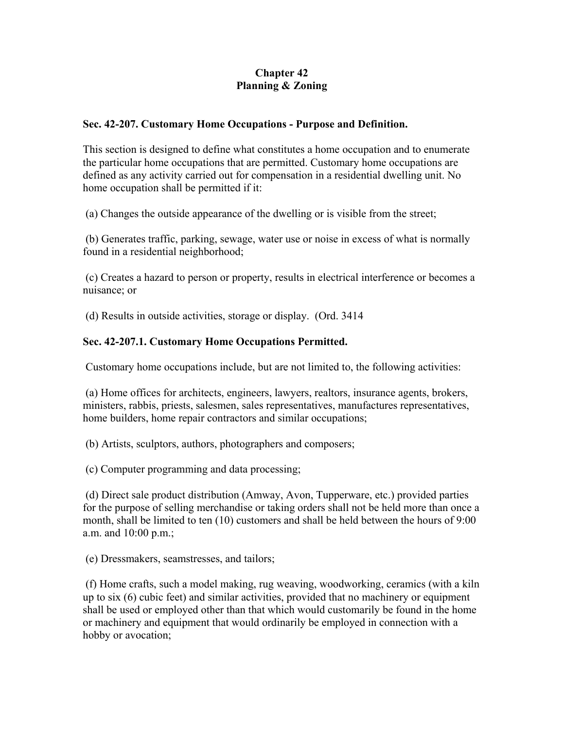# Chapter 42
# Planning & Zoning

### Sec. 42-207. Customary Home Occupations - Purpose and Definition.

This section is designed to define what constitutes a home occupation and to enumerate the particular home occupations that are permitted. Customary home occupations are defined as any activity carried out for compensation in a residential dwelling unit. No home occupation shall be permitted if it:

(a) Changes the outside appearance of the dwelling or is visible from the street;

(b) Generates traffic, parking, sewage, water use or noise in excess of what is normally found in a residential neighborhood;

(c) Creates a hazard to person or property, results in electrical interference or becomes a nuisance; or

(d) Results in outside activities, storage or display. (Ord. 3414

### Sec. 42-207.1. Customary Home Occupations Permitted.

Customary home occupations include, but are not limited to, the following activities:

(a) Home offices for architects, engineers, lawyers, realtors, insurance agents, brokers, ministers, rabbis, priests, salesmen, sales representatives, manufactures representatives, home builders, home repair contractors and similar occupations;

(b) Artists, sculptors, authors, photographers and composers;

(c) Computer programming and data processing;

(d) Direct sale product distribution (Amway, Avon, Tupperware, etc.) provided parties for the purpose of selling merchandise or taking orders shall not be held more than once a month, shall be limited to ten (10) customers and shall be held between the hours of 9:00 a.m. and 10:00 p.m.;

(e) Dressmakers, seamstresses, and tailors;

(f) Home crafts, such a model making, rug weaving, woodworking, ceramics (with a kiln up to six (6) cubic feet) and similar activities, provided that no machinery or equipment shall be used or employed other than that which would customarily be found in the home or machinery and equipment that would ordinarily be employed in connection with a hobby or avocation;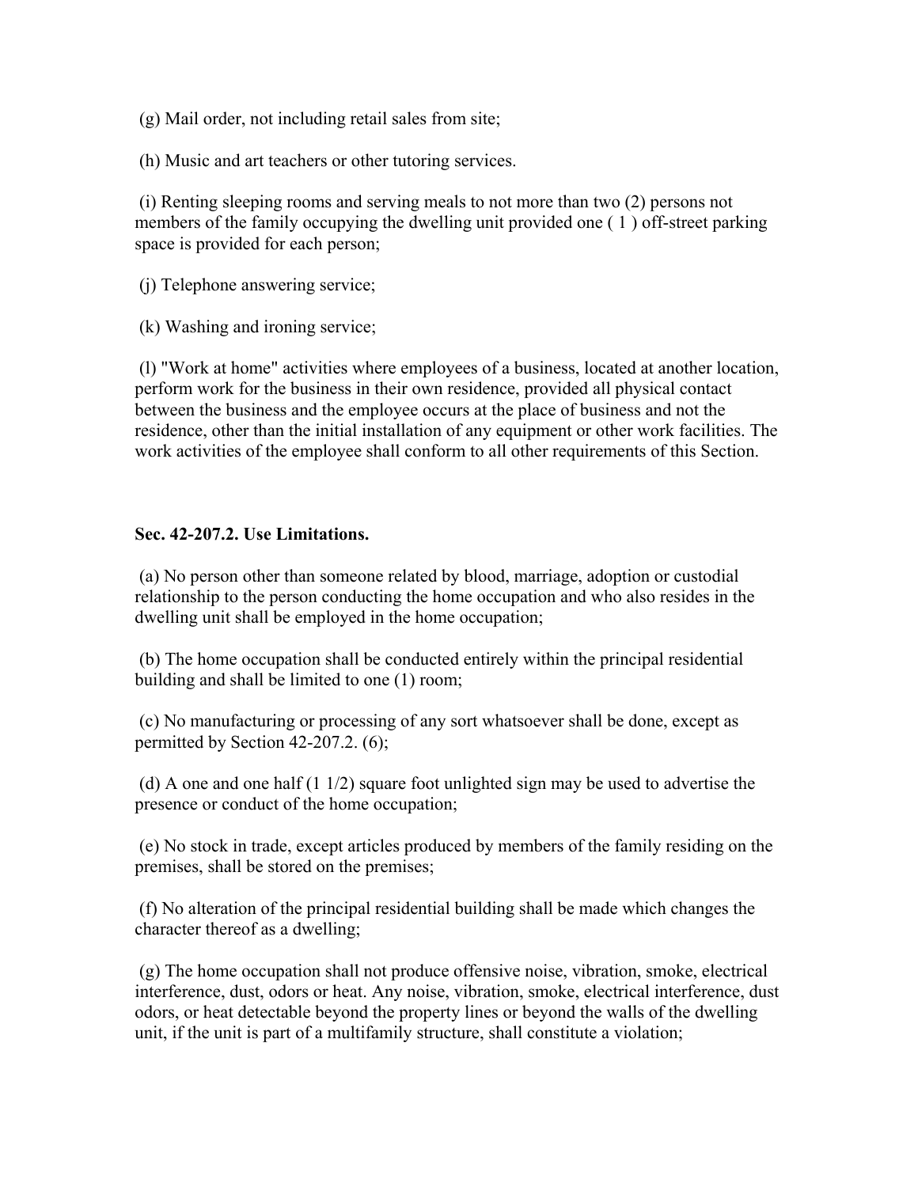(g) Mail order, not including retail sales from site;

(h) Music and art teachers or other tutoring services.

(i) Renting sleeping rooms and serving meals to not more than two (2) persons not members of the family occupying the dwelling unit provided one ( 1 ) off-street parking space is provided for each person;

(j) Telephone answering service;

(k) Washing and ironing service;

(l) "Work at home" activities where employees of a business, located at another location, perform work for the business in their own residence, provided all physical contact between the business and the employee occurs at the place of business and not the residence, other than the initial installation of any equipment or other work facilities. The work activities of the employee shall conform to all other requirements of this Section.

**Sec. 42-207.2. Use Limitations.**

(a) No person other than someone related by blood, marriage, adoption or custodial relationship to the person conducting the home occupation and who also resides in the dwelling unit shall be employed in the home occupation;

(b) The home occupation shall be conducted entirely within the principal residential building and shall be limited to one (1) room;

(c) No manufacturing or processing of any sort whatsoever shall be done, except as permitted by Section 42-207.2. (6);

(d) A one and one half (1 1/2) square foot unlighted sign may be used to advertise the presence or conduct of the home occupation;

(e) No stock in trade, except articles produced by members of the family residing on the premises, shall be stored on the premises;

(f) No alteration of the principal residential building shall be made which changes the character thereof as a dwelling;

(g) The home occupation shall not produce offensive noise, vibration, smoke, electrical interference, dust, odors or heat. Any noise, vibration, smoke, electrical interference, dust odors, or heat detectable beyond the property lines or beyond the walls of the dwelling unit, if the unit is part of a multifamily structure, shall constitute a violation;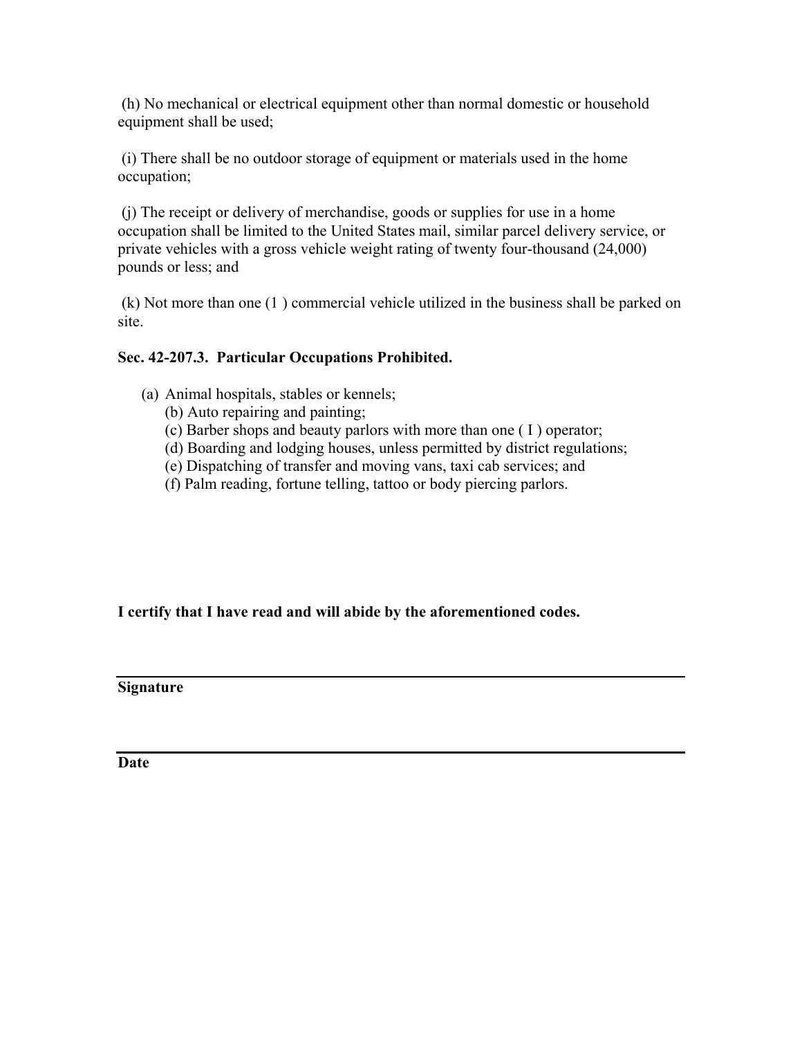(h) No mechanical or electrical equipment other than normal domestic or household equipment shall be used;

(i) There shall be no outdoor storage of equipment or materials used in the home occupation;

(j) The receipt or delivery of merchandise, goods or supplies for use in a home occupation shall be limited to the United States mail, similar parcel delivery service, or private vehicles with a gross vehicle weight rating of twenty four-thousand (24,000) pounds or less; and

(k) Not more than one (1 ) commercial vehicle utilized in the business shall be parked on site.

**Sec. 42-207.3. Particular Occupations Prohibited.**

(a) Animal hospitals, stables or kennels;
(b) Auto repairing and painting;
(c) Barber shops and beauty parlors with more than one ( I ) operator;
(d) Boarding and lodging houses, unless permitted by district regulations;
(e) Dispatching of transfer and moving vans, taxi cab services; and
(f) Palm reading, fortune telling, tattoo or body piercing parlors.

**I certify that I have read and will abide by the aforementioned codes.**

---

**Signature**

---

**Date**